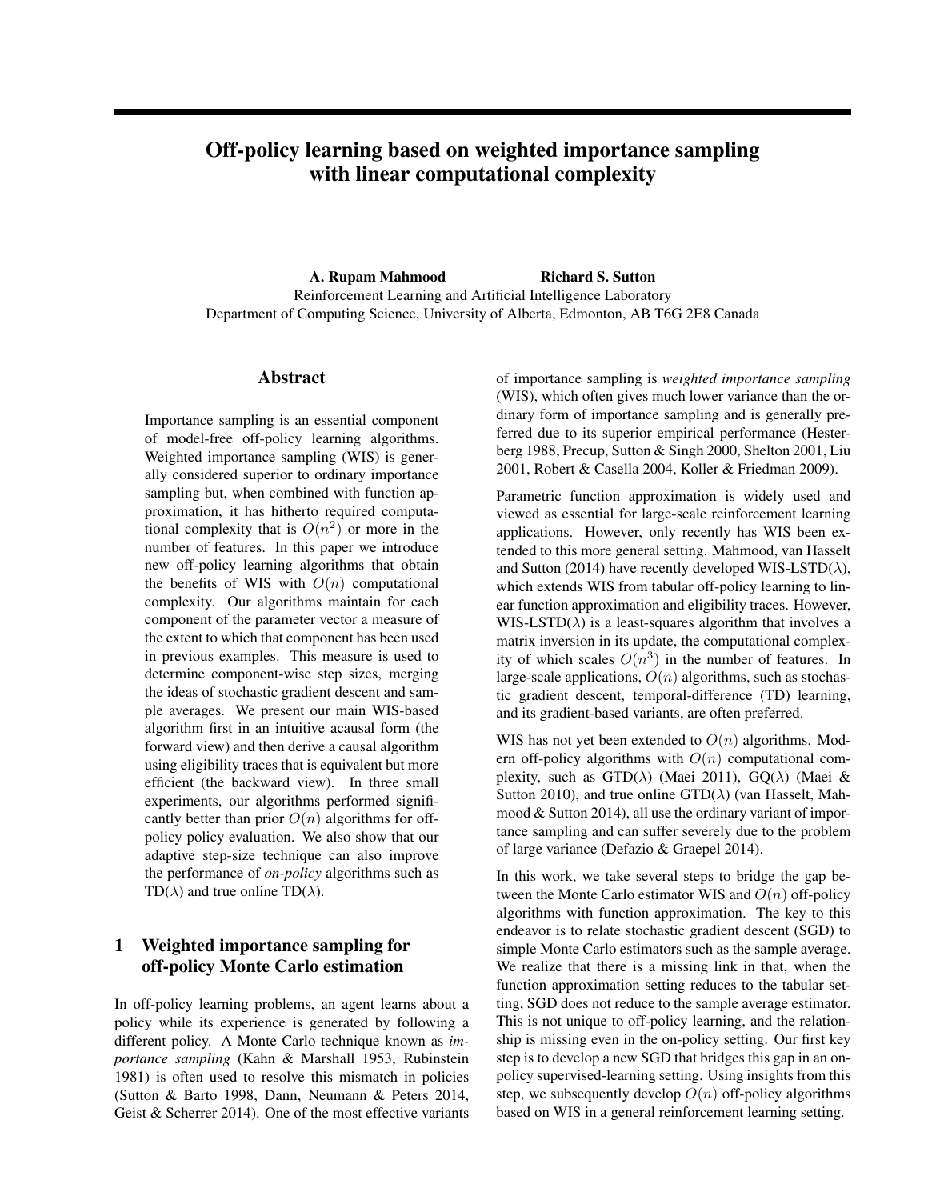// Off-policy learning based on weighted importance sampling with linear computational complexity

**A. Rupam Mahmood** **Richard S. Sutton**
Reinforcement Learning and Artificial Intelligence Laboratory
Department of Computing Science, University of Alberta, Edmonton, AB T6G 2E8 Canada

## Abstract

Importance sampling is an essential component of model-free off-policy learning algorithms. Weighted importance sampling (WIS) is generally considered superior to ordinary importance sampling but, when combined with function approximation, it has hitherto required computational complexity that is $O(n^2)$ or more in the number of features. In this paper we introduce new off-policy learning algorithms that obtain the benefits of WIS with $O(n)$ computational complexity. Our algorithms maintain for each component of the parameter vector a measure of the extent to which that component has been used in previous examples. This measure is used to determine component-wise step sizes, merging the ideas of stochastic gradient descent and sample averages. We present our main WIS-based algorithm first in an intuitive acausal form (the forward view) and then derive a causal algorithm using eligibility traces that is equivalent but more efficient (the backward view). In three small experiments, our algorithms performed significantly better than prior $O(n)$ algorithms for off-policy policy evaluation. We also show that our adaptive step-size technique can also improve the performance of *on-policy* algorithms such as TD($\lambda$) and true online TD($\lambda$).

## 1 Weighted importance sampling for off-policy Monte Carlo estimation

In off-policy learning problems, an agent learns about a policy while its experience is generated by following a different policy. A Monte Carlo technique known as *importance sampling* (Kahn & Marshall 1953, Rubinstein 1981) is often used to resolve this mismatch in policies (Sutton & Barto 1998, Dann, Neumann & Peters 2014, Geist & Scherrer 2014). One of the most effective variants of importance sampling is *weighted importance sampling* (WIS), which often gives much lower variance than the ordinary form of importance sampling and is generally preferred due to its superior empirical performance (Hesterberg 1988, Precup, Sutton & Singh 2000, Shelton 2001, Liu 2001, Robert & Casella 2004, Koller & Friedman 2009).

Parametric function approximation is widely used and viewed as essential for large-scale reinforcement learning applications. However, only recently has WIS been extended to this more general setting. Mahmood, van Hasselt and Sutton (2014) have recently developed WIS-LSTD($\lambda$), which extends WIS from tabular off-policy learning to linear function approximation and eligibility traces. However, WIS-LSTD($\lambda$) is a least-squares algorithm that involves a matrix inversion in its update, the computational complexity of which scales $O(n^3)$ in the number of features. In large-scale applications, $O(n)$ algorithms, such as stochastic gradient descent, temporal-difference (TD) learning, and its gradient-based variants, are often preferred.

WIS has not yet been extended to $O(n)$ algorithms. Modern off-policy algorithms with $O(n)$ computational complexity, such as GTD($\lambda$) (Maei 2011), GQ($\lambda$) (Maei & Sutton 2010), and true online GTD($\lambda$) (van Hasselt, Mahmood & Sutton 2014), all use the ordinary variant of importance sampling and can suffer severely due to the problem of large variance (Defazio & Graepel 2014).

In this work, we take several steps to bridge the gap between the Monte Carlo estimator WIS and $O(n)$ off-policy algorithms with function approximation. The key to this endeavor is to relate stochastic gradient descent (SGD) to simple Monte Carlo estimators such as the sample average. We realize that there is a missing link in that, when the function approximation setting reduces to the tabular setting, SGD does not reduce to the sample average estimator. This is not unique to off-policy learning, and the relationship is missing even in the on-policy setting. Our first key step is to develop a new SGD that bridges this gap in an on-policy supervised-learning setting. Using insights from this step, we subsequently develop $O(n)$ off-policy algorithms based on WIS in a general reinforcement learning setting.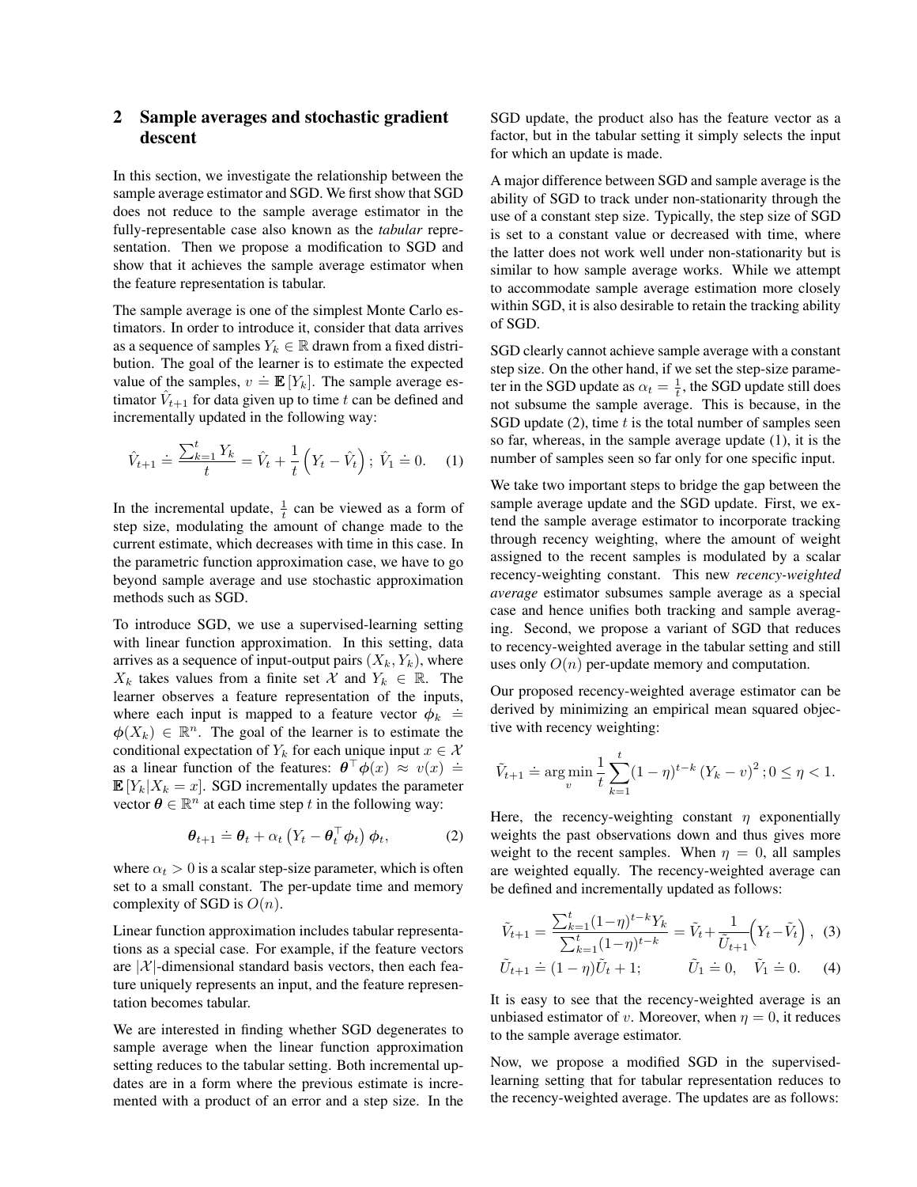## 2 Sample averages and stochastic gradient descent

In this section, we investigate the relationship between the sample average estimator and SGD. We first show that SGD does not reduce to the sample average estimator in the fully-representable case also known as the *tabular* representation. Then we propose a modification to SGD and show that it achieves the sample average estimator when the feature representation is tabular.

The sample average is one of the simplest Monte Carlo estimators. In order to introduce it, consider that data arrives as a sequence of samples $Y_k \in \mathbb{R}$ drawn from a fixed distribution. The goal of the learner is to estimate the expected value of the samples, $v \doteq \mathbb{E}[Y_k]$. The sample average estimator $\hat{V}_{t+1}$ for data given up to time $t$ can be defined and incrementally updated in the following way:

$$\hat{V}_{t+1} \doteq \frac{\sum_{k=1}^{t} Y_k}{t} = \hat{V}_t + \frac{1}{t}\left(Y_t - \hat{V}_t\right);\ \hat{V}_1 \doteq 0. \quad (1)$$

In the incremental update, $\frac{1}{t}$ can be viewed as a form of step size, modulating the amount of change made to the current estimate, which decreases with time in this case. In the parametric function approximation case, we have to go beyond sample average and use stochastic approximation methods such as SGD.

To introduce SGD, we use a supervised-learning setting with linear function approximation. In this setting, data arrives as a sequence of input-output pairs $(X_k, Y_k)$, where $X_k$ takes values from a finite set $\mathcal{X}$ and $Y_k \in \mathbb{R}$. The learner observes a feature representation of the inputs, where each input is mapped to a feature vector $\boldsymbol{\phi}_k \doteq \boldsymbol{\phi}(X_k) \in \mathbb{R}^n$. The goal of the learner is to estimate the conditional expectation of $Y_k$ for each unique input $x \in \mathcal{X}$ as a linear function of the features: $\boldsymbol{\theta}^\top \boldsymbol{\phi}(x) \approx v(x) \doteq \mathbb{E}[Y_k | X_k = x]$. SGD incrementally updates the parameter vector $\boldsymbol{\theta} \in \mathbb{R}^n$ at each time step $t$ in the following way:

$$\boldsymbol{\theta}_{t+1} \doteq \boldsymbol{\theta}_t + \alpha_t \left(Y_t - \boldsymbol{\theta}_t^\top \boldsymbol{\phi}_t\right) \boldsymbol{\phi}_t, \quad (2)$$

where $\alpha_t > 0$ is a scalar step-size parameter, which is often set to a small constant. The per-update time and memory complexity of SGD is $O(n)$.

Linear function approximation includes tabular representations as a special case. For example, if the feature vectors are $|\mathcal{X}|$-dimensional standard basis vectors, then each feature uniquely represents an input, and the feature representation becomes tabular.

We are interested in finding whether SGD degenerates to sample average when the linear function approximation setting reduces to the tabular setting. Both incremental updates are in a form where the previous estimate is incremented with a product of an error and a step size. In the SGD update, the product also has the feature vector as a factor, but in the tabular setting it simply selects the input for which an update is made.

A major difference between SGD and sample average is the ability of SGD to track under non-stationarity through the use of a constant step size. Typically, the step size of SGD is set to a constant value or decreased with time, where the latter does not work well under non-stationarity but is similar to how sample average works. While we attempt to accommodate sample average estimation more closely within SGD, it is also desirable to retain the tracking ability of SGD.

SGD clearly cannot achieve sample average with a constant step size. On the other hand, if we set the step-size parameter in the SGD update as $\alpha_t = \frac{1}{t}$, the SGD update still does not subsume the sample average. This is because, in the SGD update (2), time $t$ is the total number of samples seen so far, whereas, in the sample average update (1), it is the number of samples seen so far only for one specific input.

We take two important steps to bridge the gap between the sample average update and the SGD update. First, we extend the sample average estimator to incorporate tracking through recency weighting, where the amount of weight assigned to the recent samples is modulated by a scalar recency-weighting constant. This new *recency-weighted average* estimator subsumes sample average as a special case and hence unifies both tracking and sample averaging. Second, we propose a variant of SGD that reduces to recency-weighted average in the tabular setting and still uses only $O(n)$ per-update memory and computation.

Our proposed recency-weighted average estimator can be derived by minimizing an empirical mean squared objective with recency weighting:

$$\tilde{V}_{t+1} \doteq \arg\min_v \frac{1}{t}\sum_{k=1}^{t}(1-\eta)^{t-k}\left(Y_k - v\right)^2 ; 0 \leq \eta < 1.$$

Here, the recency-weighting constant $\eta$ exponentially weights the past observations down and thus gives more weight to the recent samples. When $\eta = 0$, all samples are weighted equally. The recency-weighted average can be defined and incrementally updated as follows:

$$\tilde{V}_{t+1} = \frac{\sum_{k=1}^{t}(1-\eta)^{t-k} Y_k}{\sum_{k=1}^{t}(1-\eta)^{t-k}} = \tilde{V}_t + \frac{1}{\tilde{U}_{t+1}}\left(Y_t - \tilde{V}_t\right), \quad (3)$$

$$\tilde{U}_{t+1} \doteq (1-\eta)\tilde{U}_t + 1; \qquad \tilde{U}_1 \doteq 0, \quad \tilde{V}_1 \doteq 0. \quad (4)$$

It is easy to see that the recency-weighted average is an unbiased estimator of $v$. Moreover, when $\eta = 0$, it reduces to the sample average estimator.

Now, we propose a modified SGD in the supervised-learning setting that for tabular representation reduces to the recency-weighted average. The updates are as follows: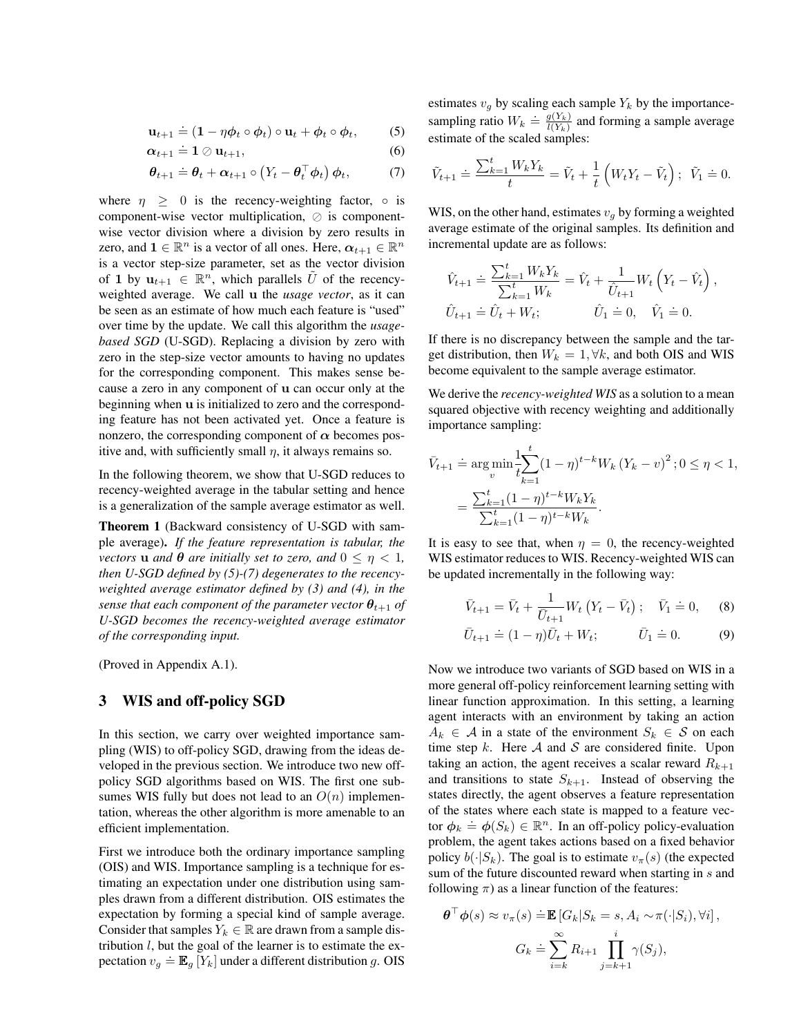$$\mathbf{u}_{t+1} \doteq (\mathbf{1} - \eta \boldsymbol{\phi}_t \circ \boldsymbol{\phi}_t) \circ \mathbf{u}_t + \boldsymbol{\phi}_t \circ \boldsymbol{\phi}_t, \tag{5}$$

$$\boldsymbol{\alpha}_{t+1} \doteq \mathbf{1} \oslash \mathbf{u}_{t+1}, \tag{6}$$

$$\boldsymbol{\theta}_{t+1} \doteq \boldsymbol{\theta}_t + \boldsymbol{\alpha}_{t+1} \circ \left(Y_t - \boldsymbol{\theta}_t^\top \boldsymbol{\phi}_t\right) \boldsymbol{\phi}_t, \tag{7}$$

where $\eta \geq 0$ is the recency-weighting factor, $\circ$ is component-wise vector multiplication, $\oslash$ is component-wise vector division where a division by zero results in zero, and $\mathbf{1} \in \mathbb{R}^n$ is a vector of all ones. Here, $\boldsymbol{\alpha}_{t+1} \in \mathbb{R}^n$ is a vector step-size parameter, set as the vector division of $\mathbf{1}$ by $\mathbf{u}_{t+1} \in \mathbb{R}^n$, which parallels $\tilde{U}$ of the recency-weighted average. We call $\mathbf{u}$ the *usage vector*, as it can be seen as an estimate of how much each feature is "used" over time by the update. We call this algorithm the *usage-based SGD* (U-SGD). Replacing a division by zero with zero in the step-size vector amounts to having no updates for the corresponding component. This makes sense because a zero in any component of $\mathbf{u}$ can occur only at the beginning when $\mathbf{u}$ is initialized to zero and the corresponding feature has not been activated yet. Once a feature is nonzero, the corresponding component of $\boldsymbol{\alpha}$ becomes positive and, with sufficiently small $\eta$, it always remains so.

In the following theorem, we show that U-SGD reduces to recency-weighted average in the tabular setting and hence is a generalization of the sample average estimator as well.

**Theorem 1** (Backward consistency of U-SGD with sample average)**.** *If the feature representation is tabular, the vectors $\mathbf{u}$ and $\boldsymbol{\theta}$ are initially set to zero, and $0 \leq \eta < 1$, then U-SGD defined by (5)-(7) degenerates to the recency-weighted average estimator defined by (3) and (4), in the sense that each component of the parameter vector $\boldsymbol{\theta}_{t+1}$ of U-SGD becomes the recency-weighted average estimator of the corresponding input.*

(Proved in Appendix A.1).

## 3 WIS and off-policy SGD

In this section, we carry over weighted importance sampling (WIS) to off-policy SGD, drawing from the ideas developed in the previous section. We introduce two new off-policy SGD algorithms based on WIS. The first one subsumes WIS fully but does not lead to an $O(n)$ implementation, whereas the other algorithm is more amenable to an efficient implementation.

First we introduce both the ordinary importance sampling (OIS) and WIS. Importance sampling is a technique for estimating an expectation under one distribution using samples drawn from a different distribution. OIS estimates the expectation by forming a special kind of sample average. Consider that samples $Y_k \in \mathbb{R}$ are drawn from a sample distribution $l$, but the goal of the learner is to estimate the expectation $v_g \doteq \mathbb{E}_g[Y_k]$ under a different distribution $g$. OIS estimates $v_g$ by scaling each sample $Y_k$ by the importance-sampling ratio $W_k \doteq \frac{g(Y_k)}{l(Y_k)}$ and forming a sample average estimate of the scaled samples:

$$\tilde{V}_{t+1} \doteq \frac{\sum_{k=1}^t W_k Y_k}{t} = \tilde{V}_t + \frac{1}{t}\left(W_t Y_t - \tilde{V}_t\right); \;\; \tilde{V}_1 \doteq 0.$$

WIS, on the other hand, estimates $v_g$ by forming a weighted average estimate of the original samples. Its definition and incremental update are as follows:

$$\hat{V}_{t+1} \doteq \frac{\sum_{k=1}^t W_k Y_k}{\sum_{k=1}^t W_k} = \hat{V}_t + \frac{1}{\hat{U}_{t+1}} W_t \left(Y_t - \hat{V}_t\right),$$

$$\hat{U}_{t+1} \doteq \hat{U}_t + W_t; \qquad \hat{U}_1 \doteq 0, \quad \hat{V}_1 \doteq 0.$$

If there is no discrepancy between the sample and the target distribution, then $W_k = 1, \forall k$, and both OIS and WIS become equivalent to the sample average estimator.

We derive the *recency-weighted WIS* as a solution to a mean squared objective with recency weighting and additionally importance sampling:

$$\bar{V}_{t+1} \doteq \arg\min_v \frac{1}{t}\sum_{k=1}^t (1-\eta)^{t-k} W_k \left(Y_k - v\right)^2; 0 \leq \eta < 1,$$

$$= \frac{\sum_{k=1}^t (1-\eta)^{t-k} W_k Y_k}{\sum_{k=1}^t (1-\eta)^{t-k} W_k}.$$

It is easy to see that, when $\eta = 0$, the recency-weighted WIS estimator reduces to WIS. Recency-weighted WIS can be updated incrementally in the following way:

$$\bar{V}_{t+1} = \bar{V}_t + \frac{1}{\bar{U}_{t+1}} W_t \left(Y_t - \bar{V}_t\right); \quad \bar{V}_1 \doteq 0, \tag{8}$$

$$\bar{U}_{t+1} \doteq (1-\eta)\bar{U}_t + W_t; \qquad \bar{U}_1 \doteq 0. \tag{9}$$

Now we introduce two variants of SGD based on WIS in a more general off-policy reinforcement learning setting with linear function approximation. In this setting, a learning agent interacts with an environment by taking an action $A_k \in \mathcal{A}$ in a state of the environment $S_k \in \mathcal{S}$ on each time step $k$. Here $\mathcal{A}$ and $\mathcal{S}$ are considered finite. Upon taking an action, the agent receives a scalar reward $R_{k+1}$ and transitions to state $S_{k+1}$. Instead of observing the states directly, the agent observes a feature representation of the states where each state is mapped to a feature vector $\boldsymbol{\phi}_k \doteq \boldsymbol{\phi}(S_k) \in \mathbb{R}^n$. In an off-policy policy-evaluation problem, the agent takes actions based on a fixed behavior policy $b(\cdot|S_k)$. The goal is to estimate $v_\pi(s)$ (the expected sum of the future discounted reward when starting in $s$ and following $\pi$) as a linear function of the features:

$$\boldsymbol{\theta}^\top \boldsymbol{\phi}(s) \approx v_\pi(s) \doteq \mathbb{E}\left[G_k | S_k = s, A_i \sim \pi(\cdot|S_i), \forall i\right],$$

$$G_k \doteq \sum_{i=k}^{\infty} R_{i+1} \prod_{j=k+1}^{i} \gamma(S_j),$$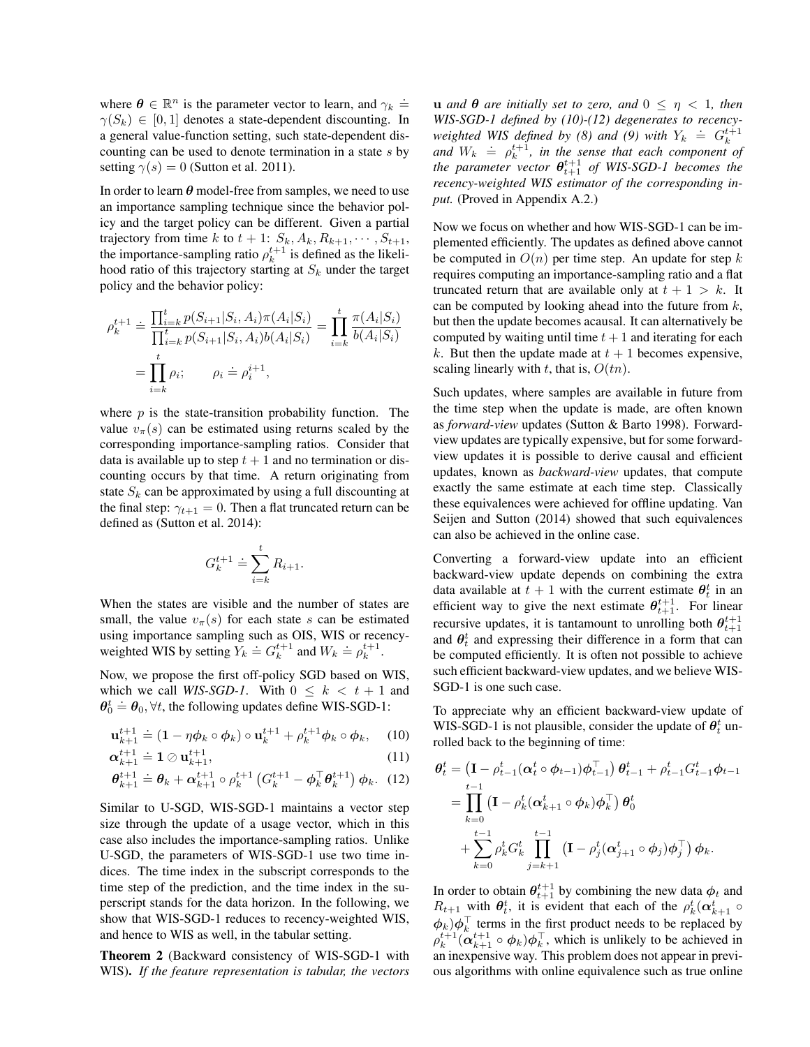where $\boldsymbol{\theta} \in \mathbb{R}^n$ is the parameter vector to learn, and $\gamma_k \doteq \gamma(S_k) \in [0, 1]$ denotes a state-dependent discounting. In a general value-function setting, such state-dependent discounting can be used to denote termination in a state $s$ by setting $\gamma(s) = 0$ (Sutton et al. 2011).

In order to learn $\boldsymbol{\theta}$ model-free from samples, we need to use an importance sampling technique since the behavior policy and the target policy can be different. Given a partial trajectory from time $k$ to $t+1$: $S_k, A_k, R_{k+1}, \cdots, S_{t+1}$, the importance-sampling ratio $\rho_k^{t+1}$ is defined as the likelihood ratio of this trajectory starting at $S_k$ under the target policy and the behavior policy:

$$\rho_k^{t+1} \doteq \frac{\prod_{i=k}^{t} p(S_{i+1}|S_i, A_i)\pi(A_i|S_i)}{\prod_{i=k}^{t} p(S_{i+1}|S_i, A_i)b(A_i|S_i)} = \prod_{i=k}^{t} \frac{\pi(A_i|S_i)}{b(A_i|S_i)}$$
$$= \prod_{i=k}^{t} \rho_i; \qquad \rho_i \doteq \rho_i^{i+1},$$

where $p$ is the state-transition probability function. The value $v_\pi(s)$ can be estimated using returns scaled by the corresponding importance-sampling ratios. Consider that data is available up to step $t+1$ and no termination or discounting occurs by that time. A return originating from state $S_k$ can be approximated by using a full discounting at the final step: $\gamma_{t+1} = 0$. Then a flat truncated return can be defined as (Sutton et al. 2014):

$$G_k^{t+1} \doteq \sum_{i=k}^{t} R_{i+1}.$$

When the states are visible and the number of states are small, the value $v_\pi(s)$ for each state $s$ can be estimated using importance sampling such as OIS, WIS or recency-weighted WIS by setting $Y_k \doteq G_k^{t+1}$ and $W_k \doteq \rho_k^{t+1}$.

Now, we propose the first off-policy SGD based on WIS, which we call *WIS-SGD-1*. With $0 \le k < t+1$ and $\boldsymbol{\theta}_0^t \doteq \boldsymbol{\theta}_0, \forall t$, the following updates define WIS-SGD-1:

$$\mathbf{u}_{k+1}^{t+1} \doteq (\mathbf{1} - \eta \boldsymbol{\phi}_k \circ \boldsymbol{\phi}_k) \circ \mathbf{u}_k^{t+1} + \rho_k^{t+1} \boldsymbol{\phi}_k \circ \boldsymbol{\phi}_k, \quad (10)$$
$$\boldsymbol{\alpha}_{k+1}^{t+1} \doteq \mathbf{1} \oslash \mathbf{u}_{k+1}^{t+1}, \quad (11)$$
$$\boldsymbol{\theta}_{k+1}^{t+1} \doteq \boldsymbol{\theta}_k + \boldsymbol{\alpha}_{k+1}^{t+1} \circ \rho_k^{t+1} \left( G_k^{t+1} - \boldsymbol{\phi}_k^\top \boldsymbol{\theta}_k^{t+1} \right) \boldsymbol{\phi}_k. \quad (12)$$

Similar to U-SGD, WIS-SGD-1 maintains a vector step size through the update of a usage vector, which in this case also includes the importance-sampling ratios. Unlike U-SGD, the parameters of WIS-SGD-1 use two time indices. The time index in the subscript corresponds to the time step of the prediction, and the time index in the superscript stands for the data horizon. In the following, we show that WIS-SGD-1 reduces to recency-weighted WIS, and hence to WIS as well, in the tabular setting.

**Theorem 2** (Backward consistency of WIS-SGD-1 with WIS). *If the feature representation is tabular, the vectors* $\mathbf{u}$ *and* $\boldsymbol{\theta}$ *are initially set to zero, and* $0 \le \eta < 1$*, then WIS-SGD-1 defined by (10)-(12) degenerates to recency-weighted WIS defined by (8) and (9) with* $Y_k \doteq G_k^{t+1}$ *and* $W_k \doteq \rho_k^{t+1}$*, in the sense that each component of the parameter vector* $\boldsymbol{\theta}_{t+1}^{t+1}$ *of WIS-SGD-1 becomes the recency-weighted WIS estimator of the corresponding input.* (Proved in Appendix A.2.)

Now we focus on whether and how WIS-SGD-1 can be implemented efficiently. The updates as defined above cannot be computed in $O(n)$ per time step. An update for step $k$ requires computing an importance-sampling ratio and a flat truncated return that are available only at $t+1 > k$. It can be computed by looking ahead into the future from $k$, but then the update becomes acausal. It can alternatively be computed by waiting until time $t+1$ and iterating for each $k$. But then the update made at $t+1$ becomes expensive, scaling linearly with $t$, that is, $O(tn)$.

Such updates, where samples are available in future from the time step when the update is made, are often known as *forward-view* updates (Sutton & Barto 1998). Forward-view updates are typically expensive, but for some forward-view updates it is possible to derive causal and efficient updates, known as *backward-view* updates, that compute exactly the same estimate at each time step. Classically these equivalences were achieved for offline updating. Van Seijen and Sutton (2014) showed that such equivalences can also be achieved in the online case.

Converting a forward-view update into an efficient backward-view update depends on combining the extra data available at $t+1$ with the current estimate $\boldsymbol{\theta}_t^t$ in an efficient way to give the next estimate $\boldsymbol{\theta}_{t+1}^{t+1}$. For linear recursive updates, it is tantamount to unrolling both $\boldsymbol{\theta}_{t+1}^{t+1}$ and $\boldsymbol{\theta}_t^t$ and expressing their difference in a form that can be computed efficiently. It is often not possible to achieve such efficient backward-view updates, and we believe WIS-SGD-1 is one such case.

To appreciate why an efficient backward-view update of WIS-SGD-1 is not plausible, consider the update of $\boldsymbol{\theta}_t^t$ unrolled back to the beginning of time:

$$\boldsymbol{\theta}_t^t = \left( \mathbf{I} - \rho_{t-1}^t (\boldsymbol{\alpha}_t^t \circ \boldsymbol{\phi}_{t-1}) \boldsymbol{\phi}_{t-1}^\top \right) \boldsymbol{\theta}_{t-1}^t + \rho_{t-1}^t G_{t-1}^t \boldsymbol{\phi}_{t-1}$$
$$= \prod_{k=0}^{t-1} \left( \mathbf{I} - \rho_k^t (\boldsymbol{\alpha}_{k+1}^t \circ \boldsymbol{\phi}_k) \boldsymbol{\phi}_k^\top \right) \boldsymbol{\theta}_0^t$$
$$+ \sum_{k=0}^{t-1} \rho_k^t G_k^t \prod_{j=k+1}^{t-1} \left( \mathbf{I} - \rho_j^t (\boldsymbol{\alpha}_{j+1}^t \circ \boldsymbol{\phi}_j) \boldsymbol{\phi}_j^\top \right) \boldsymbol{\phi}_k.$$

In order to obtain $\boldsymbol{\theta}_{t+1}^{t+1}$ by combining the new data $\boldsymbol{\phi}_t$ and $R_{t+1}$ with $\boldsymbol{\theta}_t^t$, it is evident that each of the $\rho_k^t(\boldsymbol{\alpha}_{k+1}^t \circ \boldsymbol{\phi}_k)\boldsymbol{\phi}_k^\top$ terms in the first product needs to be replaced by $\rho_k^{t+1}(\boldsymbol{\alpha}_{k+1}^{t+1} \circ \boldsymbol{\phi}_k)\boldsymbol{\phi}_k^\top$, which is unlikely to be achieved in an inexpensive way. This problem does not appear in previous algorithms with online equivalence such as true online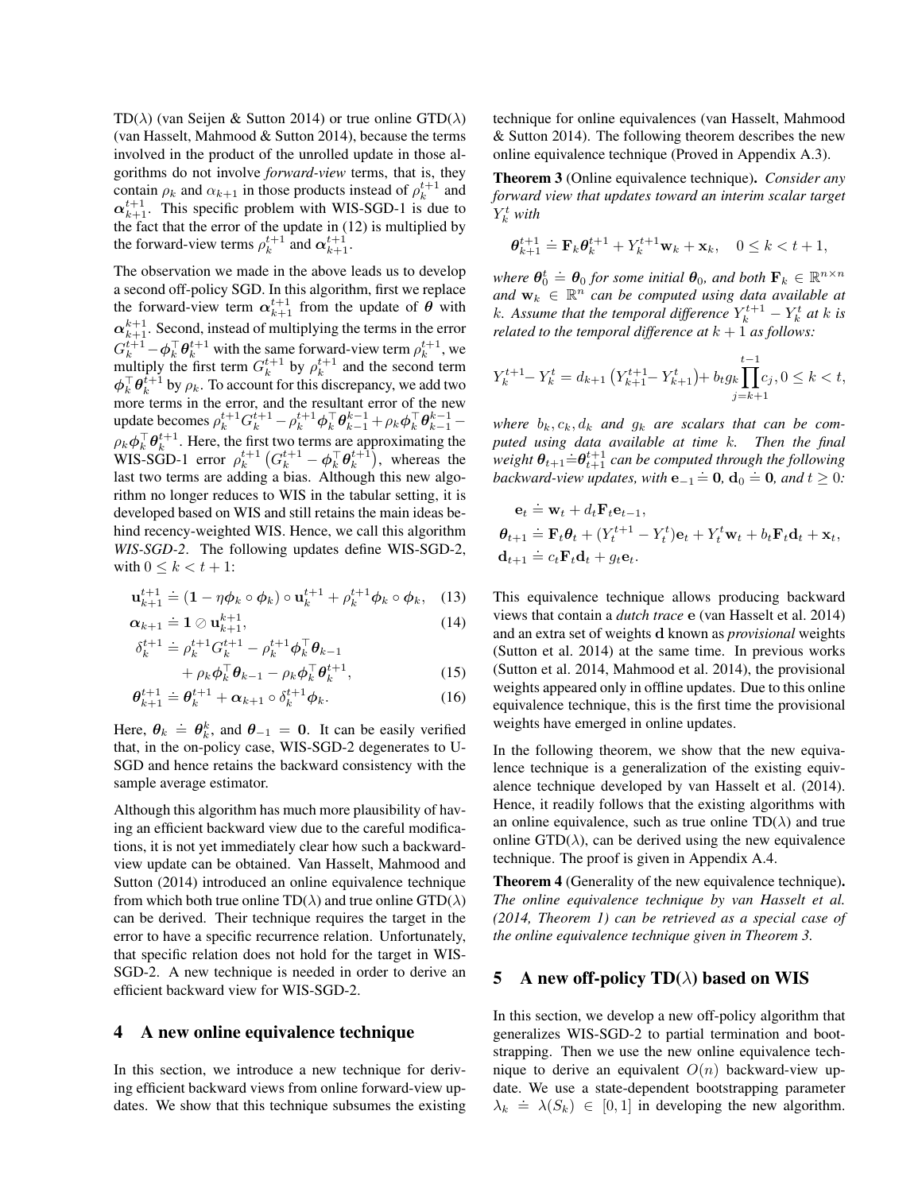TD($\lambda$) (van Seijen & Sutton 2014) or true online GTD($\lambda$) (van Hasselt, Mahmood & Sutton 2014), because the terms involved in the product of the unrolled update in those algorithms do not involve *forward-view* terms, that is, they contain $\rho_k$ and $\alpha_{k+1}$ in those products instead of $\rho_k^{t+1}$ and $\boldsymbol{\alpha}_{k+1}^{t+1}$. This specific problem with WIS-SGD-1 is due to the fact that the error of the update in (12) is multiplied by the forward-view terms $\rho_k^{t+1}$ and $\boldsymbol{\alpha}_{k+1}^{t+1}$.

The observation we made in the above leads us to develop a second off-policy SGD. In this algorithm, first we replace the forward-view term $\boldsymbol{\alpha}_{k+1}^{t+1}$ from the update of $\boldsymbol{\theta}$ with $\boldsymbol{\alpha}_{k+1}^{k+1}$. Second, instead of multiplying the terms in the error $G_k^{t+1} - \boldsymbol{\phi}_k^\top \boldsymbol{\theta}_k^{t+1}$ with the same forward-view term $\rho_k^{t+1}$, we multiply the first term $G_k^{t+1}$ by $\rho_k^{t+1}$ and the second term $\boldsymbol{\phi}_k^\top \boldsymbol{\theta}_k^{t+1}$ by $\rho_k$. To account for this discrepancy, we add two more terms in the error, and the resultant error of the new update becomes $\rho_k^{t+1} G_k^{t+1} - \rho_k^{t+1} \boldsymbol{\phi}_k^\top \boldsymbol{\theta}_{k-1}^{k-1} + \rho_k \boldsymbol{\phi}_k^\top \boldsymbol{\theta}_{k-1}^{k-1} - \rho_k \boldsymbol{\phi}_k^\top \boldsymbol{\theta}_k^{t+1}$. Here, the first two terms are approximating the WIS-SGD-1 error $\rho_k^{t+1}\left(G_k^{t+1} - \boldsymbol{\phi}_k^\top \boldsymbol{\theta}_k^{t+1}\right)$, whereas the last two terms are adding a bias. Although this new algorithm no longer reduces to WIS in the tabular setting, it is developed based on WIS and still retains the main ideas behind recency-weighted WIS. Hence, we call this algorithm *WIS-SGD-2*. The following updates define WIS-SGD-2, with $0 \le k < t+1$:

$$\mathbf{u}_{k+1}^{t+1} \doteq (\mathbf{1} - \eta \boldsymbol{\phi}_k \circ \boldsymbol{\phi}_k) \circ \mathbf{u}_k^{t+1} + \rho_k^{t+1} \boldsymbol{\phi}_k \circ \boldsymbol{\phi}_k, \tag{13}$$

$$\boldsymbol{\alpha}_{k+1} \doteq \mathbf{1} \oslash \mathbf{u}_{k+1}^{k+1}, \tag{14}$$

$$\delta_k^{t+1} \doteq \rho_k^{t+1} G_k^{t+1} - \rho_k^{t+1} \boldsymbol{\phi}_k^\top \boldsymbol{\theta}_{k-1} + \rho_k \boldsymbol{\phi}_k^\top \boldsymbol{\theta}_{k-1} - \rho_k \boldsymbol{\phi}_k^\top \boldsymbol{\theta}_k^{t+1}, \tag{15}$$

$$\boldsymbol{\theta}_{k+1}^{t+1} \doteq \boldsymbol{\theta}_k^{t+1} + \boldsymbol{\alpha}_{k+1} \circ \delta_k^{t+1} \boldsymbol{\phi}_k. \tag{16}$$

Here, $\boldsymbol{\theta}_k \doteq \boldsymbol{\theta}_k^k$, and $\boldsymbol{\theta}_{-1} = \mathbf{0}$. It can be easily verified that, in the on-policy case, WIS-SGD-2 degenerates to U-SGD and hence retains the backward consistency with the sample average estimator.

Although this algorithm has much more plausibility of having an efficient backward view due to the careful modifications, it is not yet immediately clear how such a backward-view update can be obtained. Van Hasselt, Mahmood and Sutton (2014) introduced an online equivalence technique from which both true online TD($\lambda$) and true online GTD($\lambda$) can be derived. Their technique requires the target in the error to have a specific recurrence relation. Unfortunately, that specific relation does not hold for the target in WIS-SGD-2. A new technique is needed in order to derive an efficient backward view for WIS-SGD-2.

## 4 A new online equivalence technique

In this section, we introduce a new technique for deriving efficient backward views from online forward-view updates. We show that this technique subsumes the existing technique for online equivalences (van Hasselt, Mahmood & Sutton 2014). The following theorem describes the new online equivalence technique (Proved in Appendix A.3).

**Theorem 3** (Online equivalence technique)**.** *Consider any forward view that updates toward an interim scalar target $Y_k^t$ with*

$$\boldsymbol{\theta}_{k+1}^{t+1} \doteq \mathbf{F}_k \boldsymbol{\theta}_k^{t+1} + Y_k^{t+1} \mathbf{w}_k + \mathbf{x}_k, \quad 0 \le k < t+1,$$

*where $\boldsymbol{\theta}_0^t \doteq \boldsymbol{\theta}_0$ for some initial $\boldsymbol{\theta}_0$, and both $\mathbf{F}_k \in \mathbb{R}^{n \times n}$ and $\mathbf{w}_k \in \mathbb{R}^n$ can be computed using data available at $k$. Assume that the temporal difference $Y_k^{t+1} - Y_k^t$ at $k$ is related to the temporal difference at $k+1$ as follows:*

$$Y_k^{t+1} - Y_k^t = d_{k+1}\left(Y_{k+1}^{t+1} - Y_{k+1}^t\right) + b_t g_k \prod_{j=k+1}^{t-1} c_j, 0 \le k < t,$$

*where $b_k, c_k, d_k$ and $g_k$ are scalars that can be computed using data available at time $k$. Then the final weight $\boldsymbol{\theta}_{t+1} \doteq \boldsymbol{\theta}_{t+1}^{t+1}$ can be computed through the following backward-view updates, with $\mathbf{e}_{-1} \doteq \mathbf{0}$, $\mathbf{d}_0 \doteq \mathbf{0}$, and $t \ge 0$:*

$$\mathbf{e}_t \doteq \mathbf{w}_t + d_t \mathbf{F}_t \mathbf{e}_{t-1},$$

$$\boldsymbol{\theta}_{t+1} \doteq \mathbf{F}_t \boldsymbol{\theta}_t + (Y_t^{t+1} - Y_t^t)\mathbf{e}_t + Y_t^t \mathbf{w}_t + b_t \mathbf{F}_t \mathbf{d}_t + \mathbf{x}_t,$$

$$\mathbf{d}_{t+1} \doteq c_t \mathbf{F}_t \mathbf{d}_t + g_t \mathbf{e}_t.$$

This equivalence technique allows producing backward views that contain a *dutch trace* $\mathbf{e}$ (van Hasselt et al. 2014) and an extra set of weights $\mathbf{d}$ known as *provisional* weights (Sutton et al. 2014) at the same time. In previous works (Sutton et al. 2014, Mahmood et al. 2014), the provisional weights appeared only in offline updates. Due to this online equivalence technique, this is the first time the provisional weights have emerged in online updates.

In the following theorem, we show that the new equivalence technique is a generalization of the existing equivalence technique developed by van Hasselt et al. (2014). Hence, it readily follows that the existing algorithms with an online equivalence, such as true online TD($\lambda$) and true online GTD($\lambda$), can be derived using the new equivalence technique. The proof is given in Appendix A.4.

**Theorem 4** (Generality of the new equivalence technique)**.** *The online equivalence technique by van Hasselt et al. (2014, Theorem 1) can be retrieved as a special case of the online equivalence technique given in Theorem 3.*

## 5 A new off-policy TD($\lambda$) based on WIS

In this section, we develop a new off-policy algorithm that generalizes WIS-SGD-2 to partial termination and bootstrapping. Then we use the new online equivalence technique to derive an equivalent $O(n)$ backward-view update. We use a state-dependent bootstrapping parameter $\lambda_k \doteq \lambda(S_k) \in [0, 1]$ in developing the new algorithm.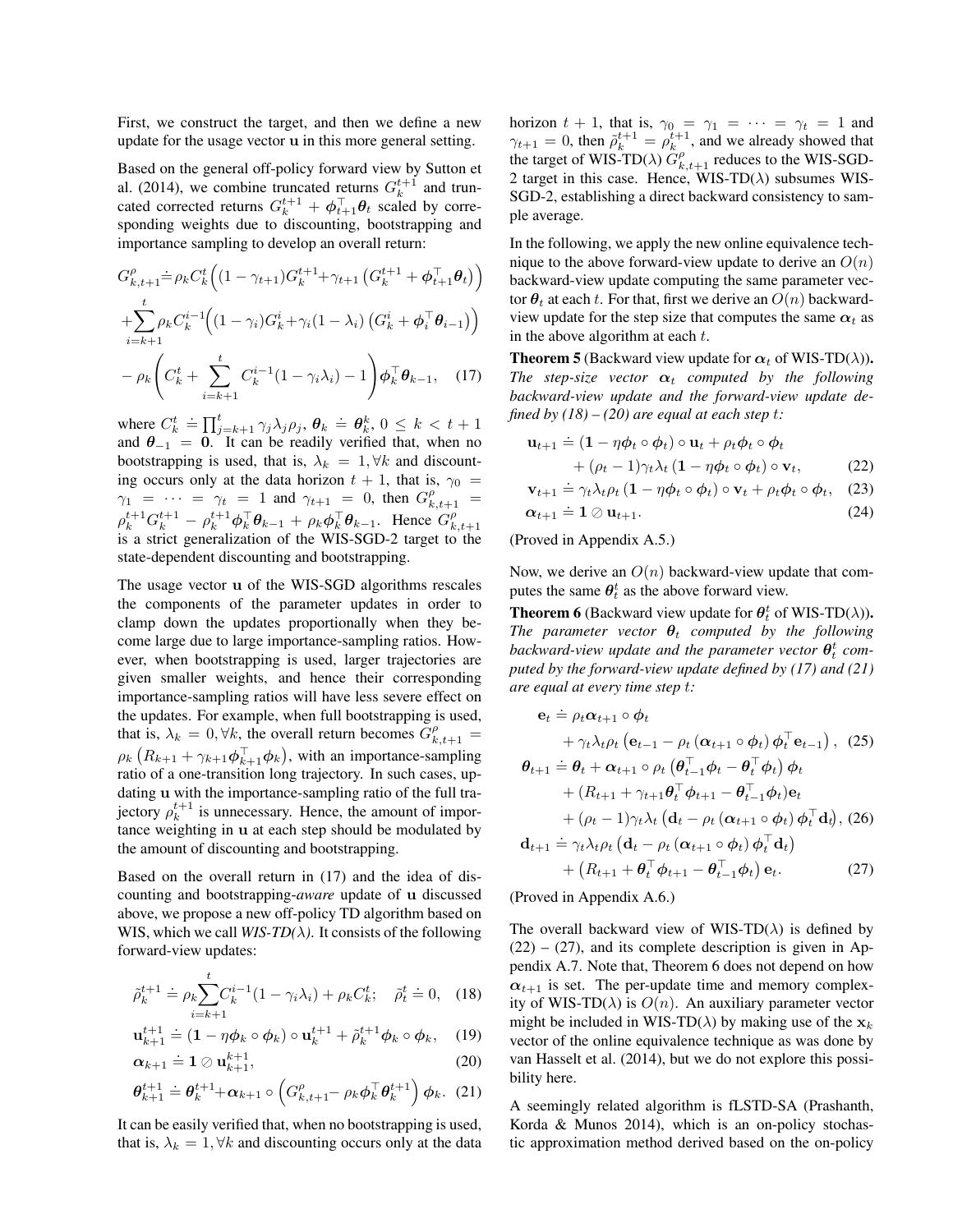First, we construct the target, and then we define a new update for the usage vector $\mathbf{u}$ in this more general setting.

Based on the general off-policy forward view by Sutton et al. (2014), we combine truncated returns $G_k^{t+1}$ and truncated corrected returns $G_k^{t+1} + \boldsymbol{\phi}_{t+1}^\top \boldsymbol{\theta}_t$ scaled by corresponding weights due to discounting, bootstrapping and importance sampling to develop an overall return:

$$
\begin{aligned}
G^\rho_{k,t+1} \doteq& \rho_k C_k^t \Big( (1-\gamma_{t+1}) G_k^{t+1} + \gamma_{t+1} \left( G_k^{t+1} + \boldsymbol{\phi}_{t+1}^\top \boldsymbol{\theta}_t \right) \Big) \\
&+ \sum_{i=k+1}^{t} \rho_k C_k^{i-1} \Big( (1-\gamma_i) G_k^i + \gamma_i (1-\lambda_i) \left( G_k^i + \boldsymbol{\phi}_i^\top \boldsymbol{\theta}_{i-1} \right) \Big) \\
&- \rho_k \left( C_k^t + \sum_{i=k+1}^{t} C_k^{i-1} (1-\gamma_i \lambda_i) - 1 \right) \boldsymbol{\phi}_k^\top \boldsymbol{\theta}_{k-1}, \quad (17)
\end{aligned}
$$

where $C_k^t \doteq \prod_{j=k+1}^t \gamma_j \lambda_j \rho_j$, $\boldsymbol{\theta}_k \doteq \boldsymbol{\theta}_k^k$, $0 \le k < t+1$ and $\boldsymbol{\theta}_{-1} = \mathbf{0}$. It can be readily verified that, when no bootstrapping is used, that is, $\lambda_k = 1, \forall k$ and discounting occurs only at the data horizon $t+1$, that is, $\gamma_0 = \gamma_1 = \cdots = \gamma_t = 1$ and $\gamma_{t+1} = 0$, then $G^\rho_{k,t+1} = \rho_k^{t+1} G_k^{t+1} - \rho_k^{t+1} \boldsymbol{\phi}_k^\top \boldsymbol{\theta}_{k-1} + \rho_k \boldsymbol{\phi}_k^\top \boldsymbol{\theta}_{k-1}$. Hence $G^\rho_{k,t+1}$ is a strict generalization of the WIS-SGD-2 target to the state-dependent discounting and bootstrapping.

The usage vector $\mathbf{u}$ of the WIS-SGD algorithms rescales the components of the parameter updates in order to clamp down the updates proportionally when they become large due to large importance-sampling ratios. However, when bootstrapping is used, larger trajectories are given smaller weights, and hence their corresponding importance-sampling ratios will have less severe effect on the updates. For example, when full bootstrapping is used, that is, $\lambda_k = 0, \forall k$, the overall return becomes $G^\rho_{k,t+1} = \rho_k \left( R_{k+1} + \gamma_{k+1} \boldsymbol{\phi}_{k+1}^\top \boldsymbol{\phi}_k \right)$, with an importance-sampling ratio of a one-transition long trajectory. In such cases, updating $\mathbf{u}$ with the importance-sampling ratio of the full trajectory $\rho_k^{t+1}$ is unnecessary. Hence, the amount of importance weighting in $\mathbf{u}$ at each step should be modulated by the amount of discounting and bootstrapping.

Based on the overall return in (17) and the idea of discounting and bootstrapping-*aware* update of $\mathbf{u}$ discussed above, we propose a new off-policy TD algorithm based on WIS, which we call *WIS-TD(λ)*. It consists of the following forward-view updates:

$$
\tilde{\rho}_k^{t+1} \doteq \rho_k \sum_{i=k+1}^{t} C_k^{i-1} (1-\gamma_i \lambda_i) + \rho_k C_k^t; \quad \tilde{\rho}_t^t \doteq 0, \quad (18)
$$

$$
\mathbf{u}_{k+1}^{t+1} \doteq (\mathbf{1} - \eta \boldsymbol{\phi}_k \circ \boldsymbol{\phi}_k) \circ \mathbf{u}_k^{t+1} + \tilde{\rho}_k^{t+1} \boldsymbol{\phi}_k \circ \boldsymbol{\phi}_k, \quad (19)
$$

$$
\boldsymbol{\alpha}_{k+1} \doteq \mathbf{1} \oslash \mathbf{u}_{k+1}^{k+1}, \quad (20)
$$

$$
\boldsymbol{\theta}_{k+1}^{t+1} \doteq \boldsymbol{\theta}_k^{t+1} + \boldsymbol{\alpha}_{k+1} \circ \left( G^\rho_{k,t+1} - \rho_k \boldsymbol{\phi}_k^\top \boldsymbol{\theta}_k^{t+1} \right) \boldsymbol{\phi}_k. \quad (21)
$$

It can be easily verified that, when no bootstrapping is used, that is, $\lambda_k = 1, \forall k$ and discounting occurs only at the data horizon $t+1$, that is, $\gamma_0 = \gamma_1 = \cdots = \gamma_t = 1$ and $\gamma_{t+1} = 0$, then $\tilde{\rho}_k^{t+1} = \rho_k^{t+1}$, and we already showed that the target of WIS-TD(λ) $G^\rho_{k,t+1}$ reduces to the WIS-SGD-2 target in this case. Hence, WIS-TD(λ) subsumes WIS-SGD-2, establishing a direct backward consistency to sample average.

In the following, we apply the new online equivalence technique to the above forward-view update to derive an $O(n)$ backward-view update computing the same parameter vector $\boldsymbol{\theta}_t$ at each $t$. For that, first we derive an $O(n)$ backward-view update for the step size that computes the same $\boldsymbol{\alpha}_t$ as in the above algorithm at each $t$.

**Theorem 5** (Backward view update for $\boldsymbol{\alpha}_t$ of WIS-TD(λ)). *The step-size vector $\boldsymbol{\alpha}_t$ computed by the following backward-view update and the forward-view update defined by (18) – (20) are equal at each step $t$:*

$$
\begin{aligned}
\mathbf{u}_{t+1} \doteq& (\mathbf{1} - \eta \boldsymbol{\phi}_t \circ \boldsymbol{\phi}_t) \circ \mathbf{u}_t + \rho_t \boldsymbol{\phi}_t \circ \boldsymbol{\phi}_t \\
&+ (\rho_t - 1) \gamma_t \lambda_t (\mathbf{1} - \eta \boldsymbol{\phi}_t \circ \boldsymbol{\phi}_t) \circ \mathbf{v}_t, \quad (22)
\end{aligned}
$$

$$
\mathbf{v}_{t+1} \doteq \gamma_t \lambda_t \rho_t (\mathbf{1} - \eta \boldsymbol{\phi}_t \circ \boldsymbol{\phi}_t) \circ \mathbf{v}_t + \rho_t \boldsymbol{\phi}_t \circ \boldsymbol{\phi}_t, \quad (23)
$$

$$
\boldsymbol{\alpha}_{t+1} \doteq \mathbf{1} \oslash \mathbf{u}_{t+1}. \quad (24)
$$

(Proved in Appendix A.5.)

Now, we derive an $O(n)$ backward-view update that computes the same $\boldsymbol{\theta}_t^t$ as the above forward view.

**Theorem 6** (Backward view update for $\boldsymbol{\theta}_t^t$ of WIS-TD(λ)). *The parameter vector $\boldsymbol{\theta}_t$ computed by the following backward-view update and the parameter vector $\boldsymbol{\theta}_t^t$ computed by the forward-view update defined by (17) and (21) are equal at every time step $t$:*

$$
\begin{aligned}
\mathbf{e}_t \doteq& \rho_t \boldsymbol{\alpha}_{t+1} \circ \boldsymbol{\phi}_t \\
&+ \gamma_t \lambda_t \rho_t \left( \mathbf{e}_{t-1} - \rho_t (\boldsymbol{\alpha}_{t+1} \circ \boldsymbol{\phi}_t) \boldsymbol{\phi}_t^\top \mathbf{e}_{t-1} \right), \quad (25) \\
\boldsymbol{\theta}_{t+1} \doteq& \boldsymbol{\theta}_t + \boldsymbol{\alpha}_{t+1} \circ \rho_t \left( \boldsymbol{\theta}_{t-1}^\top \boldsymbol{\phi}_t - \boldsymbol{\theta}_t^\top \boldsymbol{\phi}_t \right) \boldsymbol{\phi}_t \\
&+ (R_{t+1} + \gamma_{t+1} \boldsymbol{\theta}_t^\top \boldsymbol{\phi}_{t+1} - \boldsymbol{\theta}_{t-1}^\top \boldsymbol{\phi}_t) \mathbf{e}_t \\
&+ (\rho_t - 1) \gamma_t \lambda_t \left( \mathbf{d}_t - \rho_t (\boldsymbol{\alpha}_{t+1} \circ \boldsymbol{\phi}_t) \boldsymbol{\phi}_t^\top \mathbf{d}_t \right), \quad (26) \\
\mathbf{d}_{t+1} \doteq& \gamma_t \lambda_t \rho_t \left( \mathbf{d}_t - \rho_t (\boldsymbol{\alpha}_{t+1} \circ \boldsymbol{\phi}_t) \boldsymbol{\phi}_t^\top \mathbf{d}_t \right) \\
&+ \left( R_{t+1} + \boldsymbol{\theta}_t^\top \boldsymbol{\phi}_{t+1} - \boldsymbol{\theta}_{t-1}^\top \boldsymbol{\phi}_t \right) \mathbf{e}_t. \quad (27)
\end{aligned}
$$

(Proved in Appendix A.6.)

The overall backward view of WIS-TD(λ) is defined by (22) – (27), and its complete description is given in Appendix A.7. Note that, Theorem 6 does not depend on how $\boldsymbol{\alpha}_{t+1}$ is set. The per-update time and memory complexity of WIS-TD(λ) is $O(n)$. An auxiliary parameter vector might be included in WIS-TD(λ) by making use of the $\mathbf{x}_k$ vector of the online equivalence technique as was done by van Hasselt et al. (2014), but we do not explore this possibility here.

A seemingly related algorithm is fLSTD-SA (Prashanth, Korda & Munos 2014), which is an on-policy stochastic approximation method derived based on the on-policy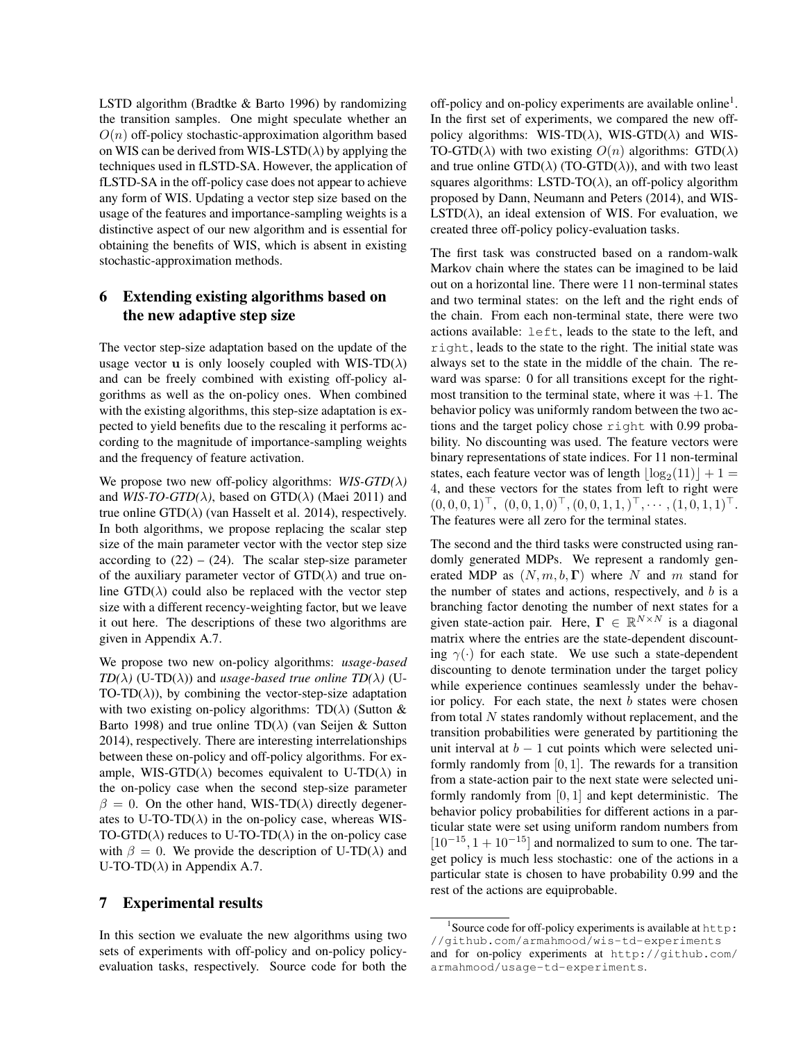LSTD algorithm (Bradtke & Barto 1996) by randomizing the transition samples. One might speculate whether an $O(n)$ off-policy stochastic-approximation algorithm based on WIS can be derived from WIS-LSTD($\lambda$) by applying the techniques used in fLSTD-SA. However, the application of fLSTD-SA in the off-policy case does not appear to achieve any form of WIS. Updating a vector step size based on the usage of the features and importance-sampling weights is a distinctive aspect of our new algorithm and is essential for obtaining the benefits of WIS, which is absent in existing stochastic-approximation methods.

## 6 Extending existing algorithms based on the new adaptive step size

The vector step-size adaptation based on the update of the usage vector $\mathbf{u}$ is only loosely coupled with WIS-TD($\lambda$) and can be freely combined with existing off-policy algorithms as well as the on-policy ones. When combined with the existing algorithms, this step-size adaptation is expected to yield benefits due to the rescaling it performs according to the magnitude of importance-sampling weights and the frequency of feature activation.

We propose two new off-policy algorithms: *WIS-GTD($\lambda$)* and *WIS-TO-GTD($\lambda$)*, based on GTD($\lambda$) (Maei 2011) and true online GTD($\lambda$) (van Hasselt et al. 2014), respectively. In both algorithms, we propose replacing the scalar step size of the main parameter vector with the vector step size according to (22) – (24). The scalar step-size parameter of the auxiliary parameter vector of GTD($\lambda$) and true online GTD($\lambda$) could also be replaced with the vector step size with a different recency-weighting factor, but we leave it out here. The descriptions of these two algorithms are given in Appendix A.7.

We propose two new on-policy algorithms: *usage-based TD($\lambda$)* (U-TD($\lambda$)) and *usage-based true online TD($\lambda$)* (U-TO-TD($\lambda$)), by combining the vector-step-size adaptation with two existing on-policy algorithms: TD($\lambda$) (Sutton & Barto 1998) and true online TD($\lambda$) (van Seijen & Sutton 2014), respectively. There are interesting interrelationships between these on-policy and off-policy algorithms. For example, WIS-GTD($\lambda$) becomes equivalent to U-TD($\lambda$) in the on-policy case when the second step-size parameter $\beta = 0$. On the other hand, WIS-TD($\lambda$) directly degenerates to U-TO-TD($\lambda$) in the on-policy case, whereas WIS-TO-GTD($\lambda$) reduces to U-TO-TD($\lambda$) in the on-policy case with $\beta = 0$. We provide the description of U-TD($\lambda$) and U-TO-TD($\lambda$) in Appendix A.7.

## 7 Experimental results

In this section we evaluate the new algorithms using two sets of experiments with off-policy and on-policy policy-evaluation tasks, respectively. Source code for both the off-policy and on-policy experiments are available online[1]. In the first set of experiments, we compared the new off-policy algorithms: WIS-TD($\lambda$), WIS-GTD($\lambda$) and WIS-TO-GTD($\lambda$) with two existing $O(n)$ algorithms: GTD($\lambda$) and true online GTD($\lambda$) (TO-GTD($\lambda$)), and with two least squares algorithms: LSTD-TO($\lambda$), an off-policy algorithm proposed by Dann, Neumann and Peters (2014), and WIS-LSTD($\lambda$), an ideal extension of WIS. For evaluation, we created three off-policy policy-evaluation tasks.

The first task was constructed based on a random-walk Markov chain where the states can be imagined to be laid out on a horizontal line. There were 11 non-terminal states and two terminal states: on the left and the right ends of the chain. From each non-terminal state, there were two actions available: `left`, leads to the state to the left, and `right`, leads to the state to the right. The initial state was always set to the state in the middle of the chain. The reward was sparse: 0 for all transitions except for the rightmost transition to the terminal state, where it was +1. The behavior policy was uniformly random between the two actions and the target policy chose `right` with 0.99 probability. No discounting was used. The feature vectors were binary representations of state indices. For 11 non-terminal states, each feature vector was of length $\lfloor \log_2(11) \rfloor + 1 = 4$, and these vectors for the states from left to right were $(0, 0, 0, 1)^\top$, $(0, 0, 1, 0)^\top, (0, 0, 1, 1, )^\top, \cdots, (1, 0, 1, 1)^\top$. The features were all zero for the terminal states.

The second and the third tasks were constructed using randomly generated MDPs. We represent a randomly generated MDP as $(N, m, b, \mathbf{\Gamma})$ where $N$ and $m$ stand for the number of states and actions, respectively, and $b$ is a branching factor denoting the number of next states for a given state-action pair. Here, $\mathbf{\Gamma} \in \mathbb{R}^{N \times N}$ is a diagonal matrix where the entries are the state-dependent discounting $\gamma(\cdot)$ for each state. We use such a state-dependent discounting to denote termination under the target policy while experience continues seamlessly under the behavior policy. For each state, the next $b$ states were chosen from total $N$ states randomly without replacement, and the transition probabilities were generated by partitioning the unit interval at $b - 1$ cut points which were selected uniformly randomly from $[0, 1]$. The rewards for a transition from a state-action pair to the next state were selected uniformly randomly from $[0, 1]$ and kept deterministic. The behavior policy probabilities for different actions in a particular state were set using uniform random numbers from $[10^{-15}, 1 + 10^{-15}]$ and normalized to sum to one. The target policy is much less stochastic: one of the actions in a particular state is chosen to have probability 0.99 and the rest of the actions are equiprobable.

[1] Source code for off-policy experiments is available at http://github.com/armahmood/wis-td-experiments and for on-policy experiments at http://github.com/armahmood/usage-td-experiments.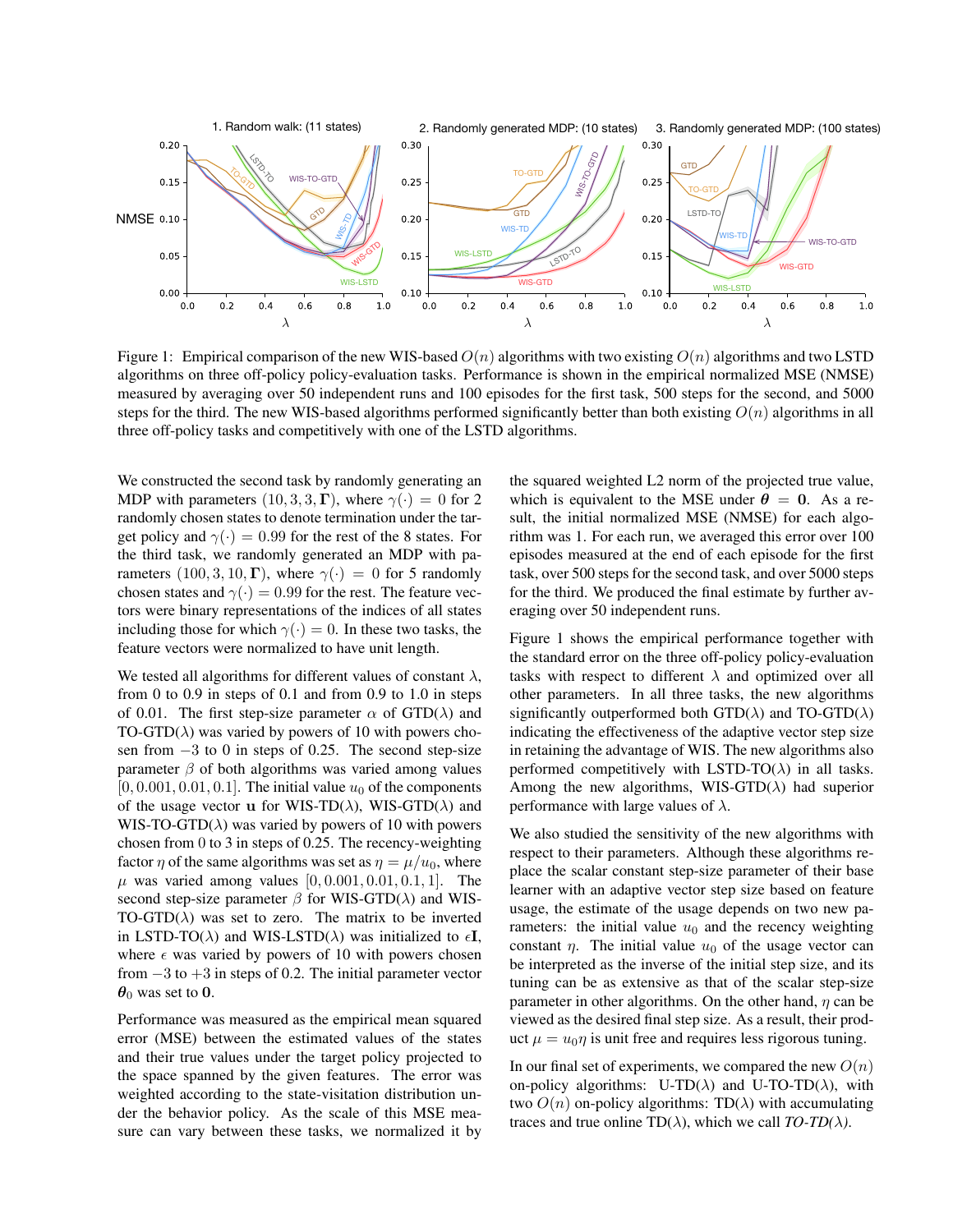Figure 1: Empirical comparison of the new WIS-based $O(n)$ algorithms with two existing $O(n)$ algorithms and two LSTD algorithms on three off-policy policy-evaluation tasks. Performance is shown in the empirical normalized MSE (NMSE) measured by averaging over 50 independent runs and 100 episodes for the first task, 500 steps for the second, and 5000 steps for the third. The new WIS-based algorithms performed significantly better than both existing $O(n)$ algorithms in all three off-policy tasks and competitively with one of the LSTD algorithms.

We constructed the second task by randomly generating an MDP with parameters $(10, 3, 3, \mathbf{\Gamma})$, where $\gamma(\cdot) = 0$ for 2 randomly chosen states to denote termination under the target policy and $\gamma(\cdot) = 0.99$ for the rest of the 8 states. For the third task, we randomly generated an MDP with parameters $(100, 3, 10, \mathbf{\Gamma})$, where $\gamma(\cdot) = 0$ for 5 randomly chosen states and $\gamma(\cdot) = 0.99$ for the rest. The feature vectors were binary representations of the indices of all states including those for which $\gamma(\cdot) = 0$. In these two tasks, the feature vectors were normalized to have unit length.

We tested all algorithms for different values of constant $\lambda$, from 0 to 0.9 in steps of 0.1 and from 0.9 to 1.0 in steps of 0.01. The first step-size parameter $\alpha$ of GTD($\lambda$) and TO-GTD($\lambda$) was varied by powers of 10 with powers chosen from $-3$ to 0 in steps of 0.25. The second step-size parameter $\beta$ of both algorithms was varied among values $[0, 0.001, 0.01, 0.1]$. The initial value $u_0$ of the components of the usage vector $\mathbf{u}$ for WIS-TD($\lambda$), WIS-GTD($\lambda$) and WIS-TO-GTD($\lambda$) was varied by powers of 10 with powers chosen from 0 to 3 in steps of 0.25. The recency-weighting factor $\eta$ of the same algorithms was set as $\eta = \mu/u_0$, where $\mu$ was varied among values $[0, 0.001, 0.01, 0.1, 1]$. The second step-size parameter $\beta$ for WIS-GTD($\lambda$) and WIS-TO-GTD($\lambda$) was set to zero. The matrix to be inverted in LSTD-TO($\lambda$) and WIS-LSTD($\lambda$) was initialized to $\epsilon\mathbf{I}$, where $\epsilon$ was varied by powers of 10 with powers chosen from $-3$ to $+3$ in steps of 0.2. The initial parameter vector $\boldsymbol{\theta}_0$ was set to $\mathbf{0}$.

Performance was measured as the empirical mean squared error (MSE) between the estimated values of the states and their true values under the target policy projected to the space spanned by the given features. The error was weighted according to the state-visitation distribution under the behavior policy. As the scale of this MSE measure can vary between these tasks, we normalized it by the squared weighted L2 norm of the projected true value, which is equivalent to the MSE under $\boldsymbol{\theta} = \mathbf{0}$. As a result, the initial normalized MSE (NMSE) for each algorithm was 1. For each run, we averaged this error over 100 episodes measured at the end of each episode for the first task, over 500 steps for the second, and over 5000 steps for the third. We produced the final estimate by further averaging over 50 independent runs.

Figure 1 shows the empirical performance together with the standard error on the three off-policy policy-evaluation tasks with respect to different $\lambda$ and optimized over all other parameters. In all three tasks, the new algorithms significantly outperformed both GTD($\lambda$) and TO-GTD($\lambda$) indicating the effectiveness of the adaptive vector step size in retaining the advantage of WIS. The new algorithms also performed competitively with LSTD-TO($\lambda$) in all tasks. Among the new algorithms, WIS-GTD($\lambda$) had superior performance with large values of $\lambda$.

We also studied the sensitivity of the new algorithms with respect to their parameters. Although these algorithms replace the scalar constant step-size parameter of their base learner with an adaptive vector step size based on feature usage, the estimate of the usage depends on two new parameters: the initial value $u_0$ and the recency weighting constant $\eta$. The initial value $u_0$ of the usage vector can be interpreted as the inverse of the initial step size, and its tuning can be as extensive as that of the scalar step-size parameter in other algorithms. On the other hand, $\eta$ can be viewed as the desired final step size. As a result, their product $\mu = u_0\eta$ is unit free and requires less rigorous tuning.

In our final set of experiments, we compared the new $O(n)$ on-policy algorithms: U-TD($\lambda$) and U-TO-TD($\lambda$), with two $O(n)$ on-policy algorithms: TD($\lambda$) with accumulating traces and true online TD($\lambda$), which we call *TO-TD($\lambda$)*.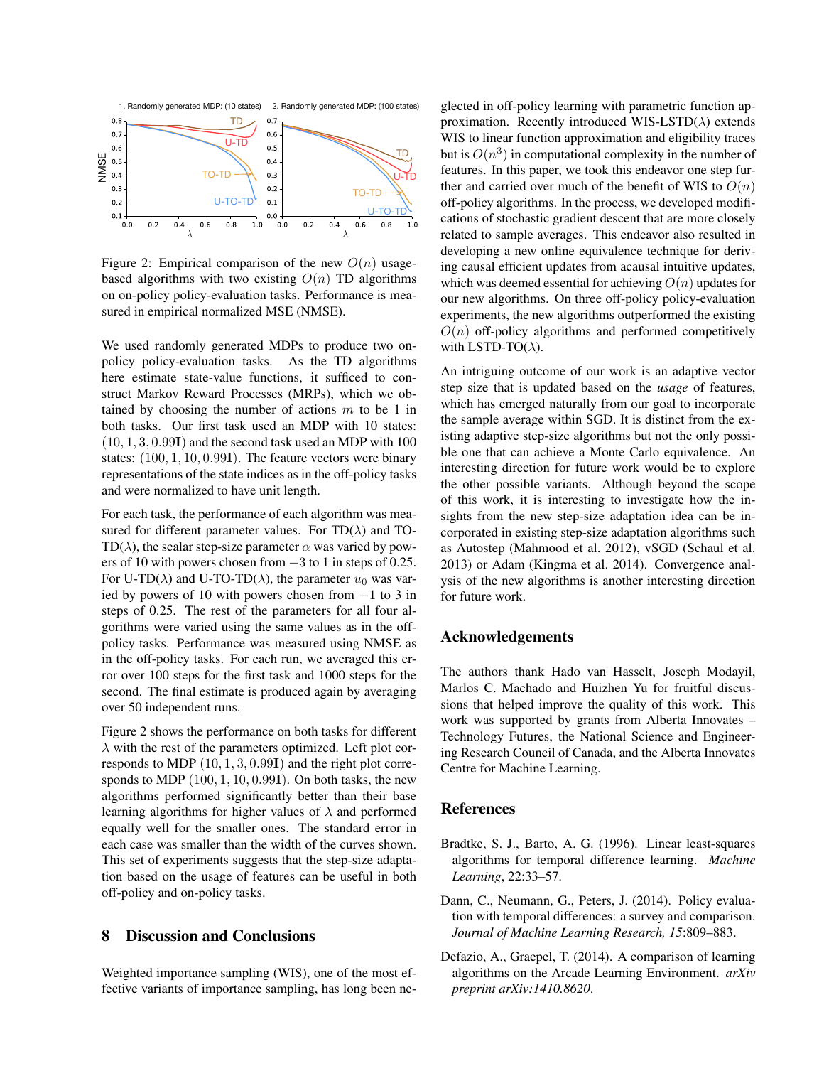Figure 2: Empirical comparison of the new $O(n)$ usage-based algorithms with two existing $O(n)$ TD algorithms on on-policy policy-evaluation tasks. Performance is measured in empirical normalized MSE (NMSE).

We used randomly generated MDPs to produce two on-policy policy-evaluation tasks. As the TD algorithms here estimate state-value functions, it sufficed to construct Markov Reward Processes (MRPs), which we obtained by choosing the number of actions $m$ to be 1 in both tasks. Our first task used an MDP with 10 states: $(10, 1, 3, 0.99\mathbf{I})$ and the second task used an MDP with 100 states: $(100, 1, 10, 0.99\mathbf{I})$. The feature vectors were binary representations of the state indices as in the off-policy tasks and were normalized to have unit length.

For each task, the performance of each algorithm was measured for different parameter values. For TD($\lambda$) and TO-TD($\lambda$), the scalar step-size parameter $\alpha$ was varied by powers of 10 with powers chosen from $-3$ to 1 in steps of 0.25. For U-TD($\lambda$) and U-TO-TD($\lambda$), the parameter $u_0$ was varied by powers of 10 with powers chosen from $-1$ to 3 in steps of 0.25. The rest of the parameters for all four algorithms were varied using the same values as in the off-policy tasks. Performance was measured using NMSE as in the off-policy tasks. For each run, we averaged this error over 100 steps for the first task and 1000 steps for the second. The final estimate is produced again by averaging over 50 independent runs.

Figure 2 shows the performance on both tasks for different $\lambda$ with the rest of the parameters optimized. Left plot corresponds to MDP $(10, 1, 3, 0.99\mathbf{I})$ and the right plot corresponds to MDP $(100, 1, 10, 0.99\mathbf{I})$. On both tasks, the new algorithms performed significantly better than their base learning algorithms for higher values of $\lambda$ and performed equally well for the smaller ones. The standard error in each case was smaller than the width of the curves shown. This set of experiments suggests that the step-size adaptation based on the usage of features can be useful in both off-policy and on-policy tasks.

## 8 Discussion and Conclusions

Weighted importance sampling (WIS), one of the most effective variants of importance sampling, has long been neglected in off-policy learning with parametric function approximation. Recently introduced WIS-LSTD($\lambda$) extends WIS to linear function approximation and eligibility traces but is $O(n^3)$ in computational complexity in the number of features. In this paper, we took this endeavor one step further and carried over much of the benefit of WIS to $O(n)$ off-policy algorithms. In the process, we developed modifications of stochastic gradient descent that are more closely related to sample averages. This endeavor also resulted in developing a new online equivalence technique for deriving causal efficient updates from acausal intuitive updates, which was deemed essential for achieving $O(n)$ updates for our new algorithms. On three off-policy policy-evaluation experiments, the new algorithms outperformed the existing $O(n)$ off-policy algorithms and performed competitively with LSTD-TO($\lambda$).

An intriguing outcome of our work is an adaptive vector step size that is updated based on the *usage* of features, which has emerged naturally from our goal to incorporate the sample average within SGD. It is distinct from the existing adaptive step-size algorithms but not the only possible one that can achieve a Monte Carlo equivalence. An interesting direction for future work would be to explore the other possible variants. Although beyond the scope of this work, it is interesting to investigate how the insights from the new step-size adaptation idea can be incorporated in existing step-size adaptation algorithms such as Autostep (Mahmood et al. 2012), vSGD (Schaul et al. 2013) or Adam (Kingma et al. 2014). Convergence analysis of the new algorithms is another interesting direction for future work.

## Acknowledgements

The authors thank Hado van Hasselt, Joseph Modayil, Marlos C. Machado and Huizhen Yu for fruitful discussions that helped improve the quality of this work. This work was supported by grants from Alberta Innovates – Technology Futures, the National Science and Engineering Research Council of Canada, and the Alberta Innovates Centre for Machine Learning.

## References

Bradtke, S. J., Barto, A. G. (1996). Linear least-squares algorithms for temporal difference learning. *Machine Learning*, 22:33–57.

Dann, C., Neumann, G., Peters, J. (2014). Policy evaluation with temporal differences: a survey and comparison. *Journal of Machine Learning Research, 15*:809–883.

Defazio, A., Graepel, T. (2014). A comparison of learning algorithms on the Arcade Learning Environment. *arXiv preprint arXiv:1410.8620*.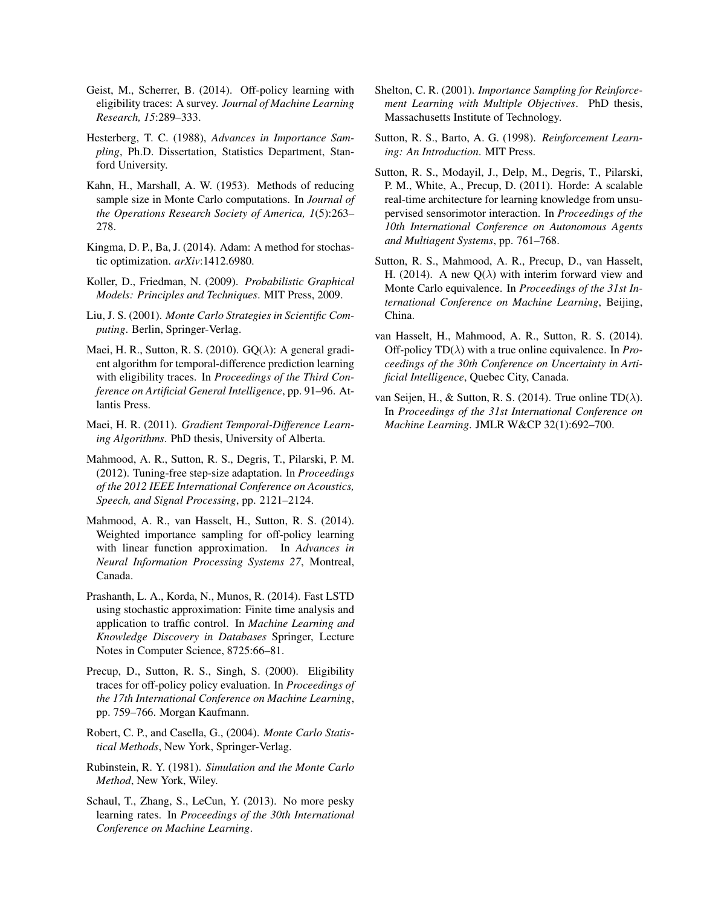Geist, M., Scherrer, B. (2014). Off-policy learning with eligibility traces: A survey. *Journal of Machine Learning Research, 15*:289–333.

Hesterberg, T. C. (1988), *Advances in Importance Sampling*, Ph.D. Dissertation, Statistics Department, Stanford University.

Kahn, H., Marshall, A. W. (1953). Methods of reducing sample size in Monte Carlo computations. In *Journal of the Operations Research Society of America, 1*(5):263–278.

Kingma, D. P., Ba, J. (2014). Adam: A method for stochastic optimization. *arXiv*:1412.6980.

Koller, D., Friedman, N. (2009). *Probabilistic Graphical Models: Principles and Techniques*. MIT Press, 2009.

Liu, J. S. (2001). *Monte Carlo Strategies in Scientific Computing*. Berlin, Springer-Verlag.

Maei, H. R., Sutton, R. S. (2010). GQ($\lambda$): A general gradient algorithm for temporal-difference prediction learning with eligibility traces. In *Proceedings of the Third Conference on Artificial General Intelligence*, pp. 91–96. Atlantis Press.

Maei, H. R. (2011). *Gradient Temporal-Difference Learning Algorithms*. PhD thesis, University of Alberta.

Mahmood, A. R., Sutton, R. S., Degris, T., Pilarski, P. M. (2012). Tuning-free step-size adaptation. In *Proceedings of the 2012 IEEE International Conference on Acoustics, Speech, and Signal Processing*, pp. 2121–2124.

Mahmood, A. R., van Hasselt, H., Sutton, R. S. (2014). Weighted importance sampling for off-policy learning with linear function approximation. In *Advances in Neural Information Processing Systems 27*, Montreal, Canada.

Prashanth, L. A., Korda, N., Munos, R. (2014). Fast LSTD using stochastic approximation: Finite time analysis and application to traffic control. In *Machine Learning and Knowledge Discovery in Databases* Springer, Lecture Notes in Computer Science, 8725:66–81.

Precup, D., Sutton, R. S., Singh, S. (2000). Eligibility traces for off-policy policy evaluation. In *Proceedings of the 17th International Conference on Machine Learning*, pp. 759–766. Morgan Kaufmann.

Robert, C. P., and Casella, G., (2004). *Monte Carlo Statistical Methods*, New York, Springer-Verlag.

Rubinstein, R. Y. (1981). *Simulation and the Monte Carlo Method*, New York, Wiley.

Schaul, T., Zhang, S., LeCun, Y. (2013). No more pesky learning rates. In *Proceedings of the 30th International Conference on Machine Learning*.

Shelton, C. R. (2001). *Importance Sampling for Reinforcement Learning with Multiple Objectives*. PhD thesis, Massachusetts Institute of Technology.

Sutton, R. S., Barto, A. G. (1998). *Reinforcement Learning: An Introduction*. MIT Press.

Sutton, R. S., Modayil, J., Delp, M., Degris, T., Pilarski, P. M., White, A., Precup, D. (2011). Horde: A scalable real-time architecture for learning knowledge from unsupervised sensorimotor interaction. In *Proceedings of the 10th International Conference on Autonomous Agents and Multiagent Systems*, pp. 761–768.

Sutton, R. S., Mahmood, A. R., Precup, D., van Hasselt, H. (2014). A new Q($\lambda$) with interim forward view and Monte Carlo equivalence. In *Proceedings of the 31st International Conference on Machine Learning*, Beijing, China.

van Hasselt, H., Mahmood, A. R., Sutton, R. S. (2014). Off-policy TD($\lambda$) with a true online equivalence. In *Proceedings of the 30th Conference on Uncertainty in Artificial Intelligence*, Quebec City, Canada.

van Seijen, H., & Sutton, R. S. (2014). True online TD($\lambda$). In *Proceedings of the 31st International Conference on Machine Learning*. JMLR W&CP 32(1):692–700.